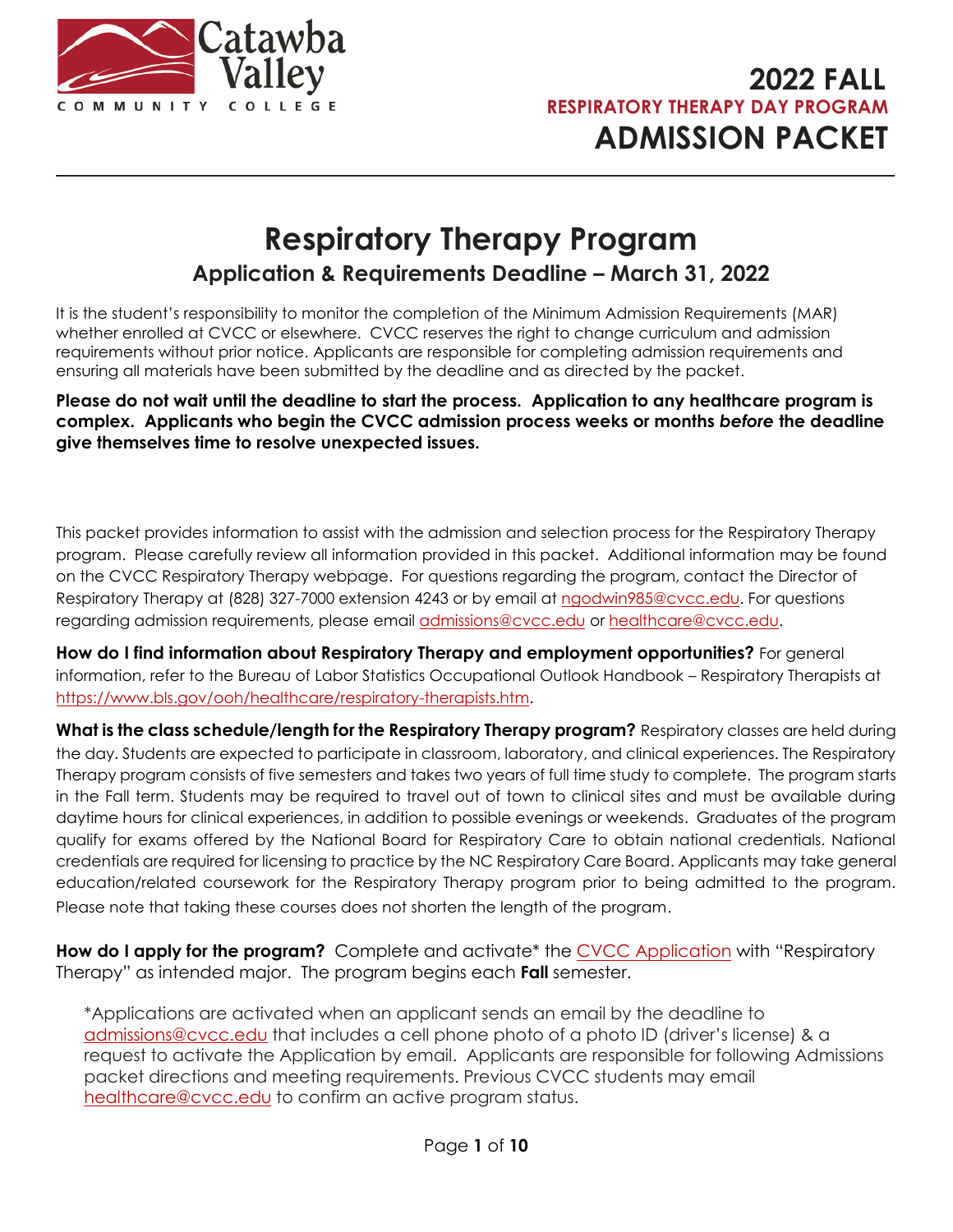Catawba Valley COMMUNITY COLLEGE

# 2022 FALL
## RESPIRATORY THERAPY DAY PROGRAM
# ADMISSION PACKET

---

# Respiratory Therapy Program
## Application & Requirements Deadline – March 31, 2022

It is the student's responsibility to monitor the completion of the Minimum Admission Requirements (MAR) whether enrolled at CVCC or elsewhere. CVCC reserves the right to change curriculum and admission requirements without prior notice. Applicants are responsible for completing admission requirements and ensuring all materials have been submitted by the deadline and as directed by the packet.

**Please do not wait until the deadline to start the process. Application to any healthcare program is complex. Applicants who begin the CVCC admission process weeks or months *before* the deadline give themselves time to resolve unexpected issues.**

This packet provides information to assist with the admission and selection process for the Respiratory Therapy program. Please carefully review all information provided in this packet. Additional information may be found on the CVCC Respiratory Therapy webpage. For questions regarding the program, contact the Director of Respiratory Therapy at (828) 327-7000 extension 4243 or by email at ngodwin985@cvcc.edu. For questions regarding admission requirements, please email admissions@cvcc.edu or healthcare@cvcc.edu.

**How do I find information about Respiratory Therapy and employment opportunities?** For general information, refer to the Bureau of Labor Statistics Occupational Outlook Handbook – Respiratory Therapists at https://www.bls.gov/ooh/healthcare/respiratory-therapists.htm.

**What is the class schedule/length for the Respiratory Therapy program?** Respiratory classes are held during the day. Students are expected to participate in classroom, laboratory, and clinical experiences. The Respiratory Therapy program consists of five semesters and takes two years of full time study to complete. The program starts in the Fall term. Students may be required to travel out of town to clinical sites and must be available during daytime hours for clinical experiences, in addition to possible evenings or weekends. Graduates of the program qualify for exams offered by the National Board for Respiratory Care to obtain national credentials. National credentials are required for licensing to practice by the NC Respiratory Care Board. Applicants may take general education/related coursework for the Respiratory Therapy program prior to being admitted to the program. Please note that taking these courses does not shorten the length of the program.

**How do I apply for the program?** Complete and activate* the CVCC Application with "Respiratory Therapy" as intended major. The program begins each **Fall** semester.

*Applications are activated when an applicant sends an email by the deadline to admissions@cvcc.edu that includes a cell phone photo of a photo ID (driver's license) & a request to activate the Application by email. Applicants are responsible for following Admissions packet directions and meeting requirements. Previous CVCC students may email healthcare@cvcc.edu to confirm an active program status.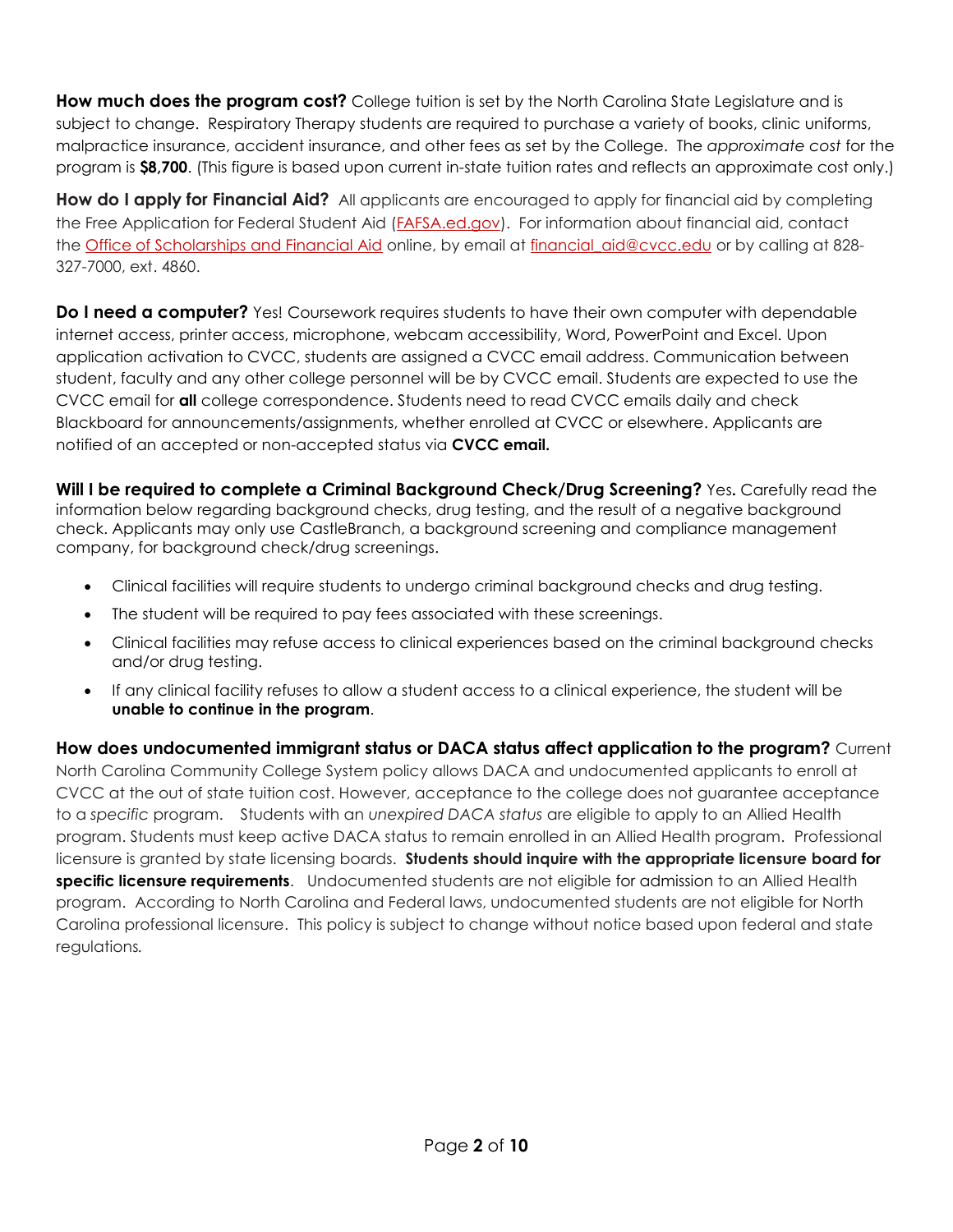**How much does the program cost?** College tuition is set by the North Carolina State Legislature and is subject to change. Respiratory Therapy students are required to purchase a variety of books, clinic uniforms, malpractice insurance, accident insurance, and other fees as set by the College. The *approximate cost* for the program is **$8,700**. (This figure is based upon current in-state tuition rates and reflects an approximate cost only.)

**How do I apply for Financial Aid?** All applicants are encouraged to apply for financial aid by completing the Free Application for Federal Student Aid ([FAFSA.ed.gov](FAFSA.ed.gov)). For information about financial aid, contact the [Office of Scholarships and Financial Aid](Office of Scholarships and Financial Aid) online, by email at [financial_aid@cvcc.edu](mailto:financial_aid@cvcc.edu) or by calling at 828-327-7000, ext. 4860.

**Do I need a computer?** Yes! Coursework requires students to have their own computer with dependable internet access, printer access, microphone, webcam accessibility, Word, PowerPoint and Excel. Upon application activation to CVCC, students are assigned a CVCC email address. Communication between student, faculty and any other college personnel will be by CVCC email. Students are expected to use the CVCC email for **all** college correspondence. Students need to read CVCC emails daily and check Blackboard for announcements/assignments, whether enrolled at CVCC or elsewhere. Applicants are notified of an accepted or non-accepted status via **CVCC email.**

**Will I be required to complete a Criminal Background Check/Drug Screening?** Yes**.** Carefully read the information below regarding background checks, drug testing, and the result of a negative background check. Applicants may only use CastleBranch, a background screening and compliance management company, for background check/drug screenings.

- Clinical facilities will require students to undergo criminal background checks and drug testing.
- The student will be required to pay fees associated with these screenings.
- Clinical facilities may refuse access to clinical experiences based on the criminal background checks and/or drug testing.
- If any clinical facility refuses to allow a student access to a clinical experience, the student will be **unable to continue in the program**.

**How does undocumented immigrant status or DACA status affect application to the program?** Current North Carolina Community College System policy allows DACA and undocumented applicants to enroll at CVCC at the out of state tuition cost. However, acceptance to the college does not guarantee acceptance to a *specific* program. Students with an *unexpired DACA status* are eligible to apply to an Allied Health program. Students must keep active DACA status to remain enrolled in an Allied Health program. Professional licensure is granted by state licensing boards. **Students should inquire with the appropriate licensure board for specific licensure requirements**. Undocumented students are not eligible for admission to an Allied Health program. According to North Carolina and Federal laws, undocumented students are not eligible for North Carolina professional licensure. This policy is subject to change without notice based upon federal and state regulations.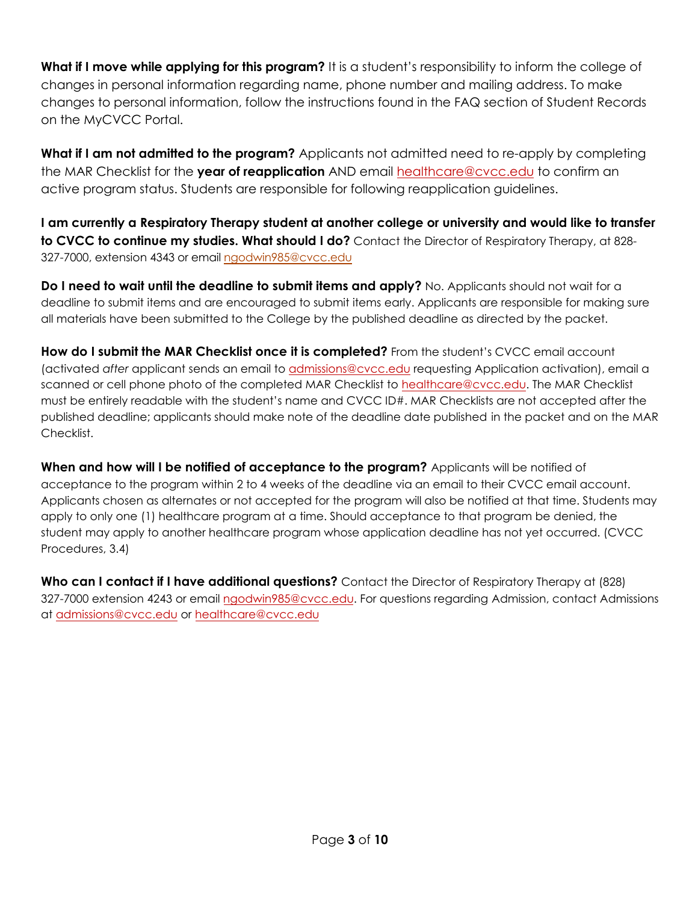**What if I move while applying for this program?** It is a student's responsibility to inform the college of changes in personal information regarding name, phone number and mailing address. To make changes to personal information, follow the instructions found in the FAQ section of Student Records on the MyCVCC Portal.

**What if I am not admitted to the program?** Applicants not admitted need to re-apply by completing the MAR Checklist for the **year of reapplication** AND email healthcare@cvcc.edu to confirm an active program status. Students are responsible for following reapplication guidelines.

**I am currently a Respiratory Therapy student at another college or university and would like to transfer to CVCC to continue my studies. What should I do?** Contact the Director of Respiratory Therapy, at 828-327-7000, extension 4343 or email ngodwin985@cvcc.edu

**Do I need to wait until the deadline to submit items and apply?** No. Applicants should not wait for a deadline to submit items and are encouraged to submit items early. Applicants are responsible for making sure all materials have been submitted to the College by the published deadline as directed by the packet.

**How do I submit the MAR Checklist once it is completed?** From the student's CVCC email account (activated *after* applicant sends an email to admissions@cvcc.edu requesting Application activation), email a scanned or cell phone photo of the completed MAR Checklist to healthcare@cvcc.edu. The MAR Checklist must be entirely readable with the student's name and CVCC ID#. MAR Checklists are not accepted after the published deadline; applicants should make note of the deadline date published in the packet and on the MAR Checklist.

**When and how will I be notified of acceptance to the program?** Applicants will be notified of acceptance to the program within 2 to 4 weeks of the deadline via an email to their CVCC email account. Applicants chosen as alternates or not accepted for the program will also be notified at that time. Students may apply to only one (1) healthcare program at a time. Should acceptance to that program be denied, the student may apply to another healthcare program whose application deadline has not yet occurred. (CVCC Procedures, 3.4)

**Who can I contact if I have additional questions?** Contact the Director of Respiratory Therapy at (828) 327-7000 extension 4243 or email ngodwin985@cvcc.edu. For questions regarding Admission, contact Admissions at admissions@cvcc.edu or healthcare@cvcc.edu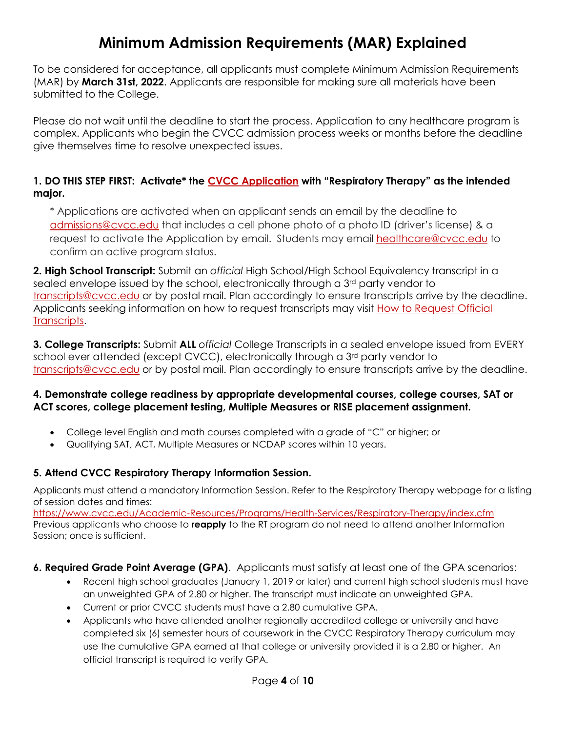# Minimum Admission Requirements (MAR) Explained

To be considered for acceptance, all applicants must complete Minimum Admission Requirements (MAR) by **March 31st, 2022**. Applicants are responsible for making sure all materials have been submitted to the College.

Please do not wait until the deadline to start the process. Application to any healthcare program is complex. Applicants who begin the CVCC admission process weeks or months before the deadline give themselves time to resolve unexpected issues.

**1. DO THIS STEP FIRST: Activate* the CVCC Application with "Respiratory Therapy" as the intended major.**

> * Applications are activated when an applicant sends an email by the deadline to admissions@cvcc.edu that includes a cell phone photo of a photo ID (driver's license) & a request to activate the Application by email. Students may email healthcare@cvcc.edu to confirm an active program status.

**2. High School Transcript:** Submit an *official* High School/High School Equivalency transcript in a sealed envelope issued by the school, electronically through a 3rd party vendor to transcripts@cvcc.edu or by postal mail. Plan accordingly to ensure transcripts arrive by the deadline. Applicants seeking information on how to request transcripts may visit How to Request Official Transcripts.

**3. College Transcripts:** Submit **ALL** *official* College Transcripts in a sealed envelope issued from EVERY school ever attended (except CVCC), electronically through a 3rd party vendor to transcripts@cvcc.edu or by postal mail. Plan accordingly to ensure transcripts arrive by the deadline.

**4. Demonstrate college readiness by appropriate developmental courses, college courses, SAT or ACT scores, college placement testing, Multiple Measures or RISE placement assignment.**

- College level English and math courses completed with a grade of "C" or higher; or
- Qualifying SAT, ACT, Multiple Measures or NCDAP scores within 10 years.

**5. Attend CVCC Respiratory Therapy Information Session.**

Applicants must attend a mandatory Information Session. Refer to the Respiratory Therapy webpage for a listing of session dates and times:
https://www.cvcc.edu/Academic-Resources/Programs/Health-Services/Respiratory-Therapy/index.cfm
Previous applicants who choose to **reapply** to the RT program do not need to attend another Information Session; once is sufficient.

**6. Required Grade Point Average (GPA)**. Applicants must satisfy at least one of the GPA scenarios:

- Recent high school graduates (January 1, 2019 or later) and current high school students must have an unweighted GPA of 2.80 or higher. The transcript must indicate an unweighted GPA.
- Current or prior CVCC students must have a 2.80 cumulative GPA.
- Applicants who have attended another regionally accredited college or university and have completed six (6) semester hours of coursework in the CVCC Respiratory Therapy curriculum may use the cumulative GPA earned at that college or university provided it is a 2.80 or higher. An official transcript is required to verify GPA.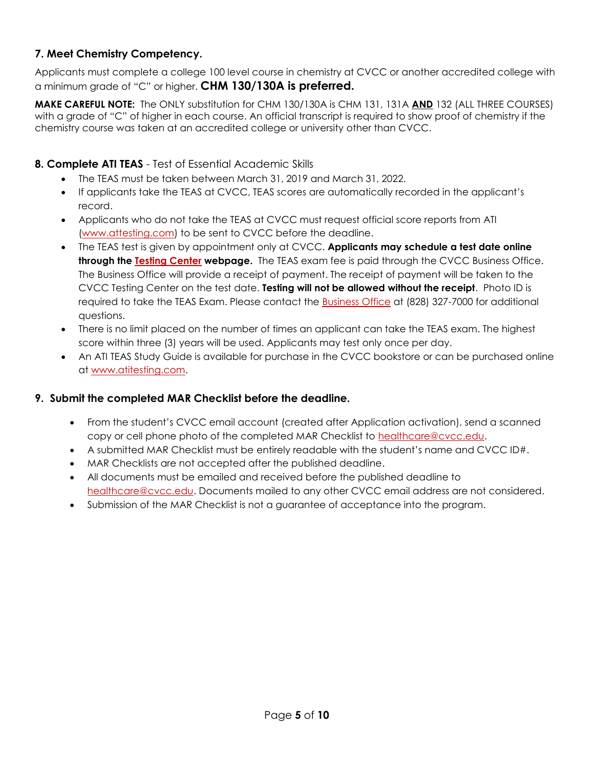### 7. Meet Chemistry Competency.

Applicants must complete a college 100 level course in chemistry at CVCC or another accredited college with a minimum grade of "C" or higher. **CHM 130/130A is preferred.**

**MAKE CAREFUL NOTE:** The ONLY substitution for CHM 130/130A is CHM 131, 131A **AND** 132 (ALL THREE COURSES) with a grade of "C" of higher in each course. An official transcript is required to show proof of chemistry if the chemistry course was taken at an accredited college or university other than CVCC.

### 8. Complete ATI TEAS - Test of Essential Academic Skills

- The TEAS must be taken between March 31, 2019 and March 31, 2022.
- If applicants take the TEAS at CVCC, TEAS scores are automatically recorded in the applicant's record.
- Applicants who do not take the TEAS at CVCC must request official score reports from ATI (www.attesting.com) to be sent to CVCC before the deadline.
- The TEAS test is given by appointment only at CVCC. **Applicants may schedule a test date online through the Testing Center webpage.** The TEAS exam fee is paid through the CVCC Business Office. The Business Office will provide a receipt of payment. The receipt of payment will be taken to the CVCC Testing Center on the test date. **Testing will not be allowed without the receipt**. Photo ID is required to take the TEAS Exam. Please contact the Business Office at (828) 327-7000 for additional questions.
- There is no limit placed on the number of times an applicant can take the TEAS exam. The highest score within three (3) years will be used. Applicants may test only once per day.
- An ATI TEAS Study Guide is available for purchase in the CVCC bookstore or can be purchased online at www.atitesting.com.

### 9. Submit the completed MAR Checklist before the deadline.

- From the student's CVCC email account (created after Application activation), send a scanned copy or cell phone photo of the completed MAR Checklist to healthcare@cvcc.edu.
- A submitted MAR Checklist must be entirely readable with the student's name and CVCC ID#.
- MAR Checklists are not accepted after the published deadline.
- All documents must be emailed and received before the published deadline to healthcare@cvcc.edu. Documents mailed to any other CVCC email address are not considered.
- Submission of the MAR Checklist is not a guarantee of acceptance into the program.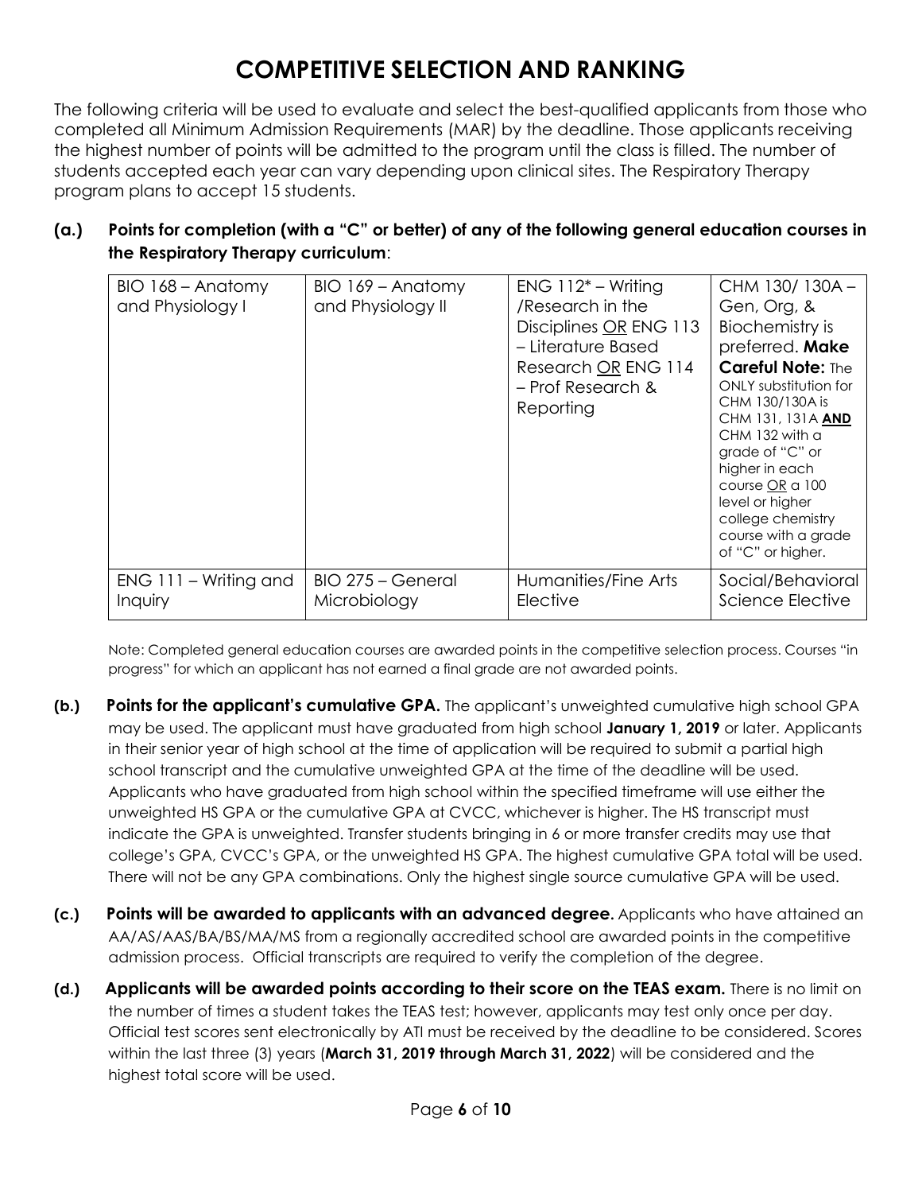# COMPETITIVE SELECTION AND RANKING

The following criteria will be used to evaluate and select the best-qualified applicants from those who completed all Minimum Admission Requirements (MAR) by the deadline. Those applicants receiving the highest number of points will be admitted to the program until the class is filled. The number of students accepted each year can vary depending upon clinical sites. The Respiratory Therapy program plans to accept 15 students.

**(a.) Points for completion (with a "C" or better) of any of the following general education courses in the Respiratory Therapy curriculum**:

| BIO 168 – Anatomy and Physiology I | BIO 169 – Anatomy and Physiology II | ENG 112* – Writing /Research in the Disciplines OR ENG 113 – Literature Based Research OR ENG 114 – Prof Research & Reporting | CHM 130/ 130A – Gen, Org, & Biochemistry is preferred. **Make Careful Note:** The ONLY substitution for CHM 130/130A is CHM 131, 131A **AND** CHM 132 with a grade of "C" or higher in each course OR a 100 level or higher college chemistry course with a grade of "C" or higher. |
|---|---|---|---|
| ENG 111 – Writing and Inquiry | BIO 275 – General Microbiology | Humanities/Fine Arts Elective | Social/Behavioral Science Elective |

Note: Completed general education courses are awarded points in the competitive selection process. Courses "in progress" for which an applicant has not earned a final grade are not awarded points.

**(b.) Points for the applicant's cumulative GPA.** The applicant's unweighted cumulative high school GPA may be used. The applicant must have graduated from high school **January 1, 2019** or later. Applicants in their senior year of high school at the time of application will be required to submit a partial high school transcript and the cumulative unweighted GPA at the time of the deadline will be used. Applicants who have graduated from high school within the specified timeframe will use either the unweighted HS GPA or the cumulative GPA at CVCC, whichever is higher. The HS transcript must indicate the GPA is unweighted. Transfer students bringing in 6 or more transfer credits may use that college's GPA, CVCC's GPA, or the unweighted HS GPA. The highest cumulative GPA total will be used. There will not be any GPA combinations. Only the highest single source cumulative GPA will be used.

**(c.) Points will be awarded to applicants with an advanced degree.** Applicants who have attained an AA/AS/AAS/BA/BS/MA/MS from a regionally accredited school are awarded points in the competitive admission process. Official transcripts are required to verify the completion of the degree.

**(d.) Applicants will be awarded points according to their score on the TEAS exam.** There is no limit on the number of times a student takes the TEAS test; however, applicants may test only once per day. Official test scores sent electronically by ATI must be received by the deadline to be considered. Scores within the last three (3) years (**March 31, 2019 through March 31, 2022**) will be considered and the highest total score will be used.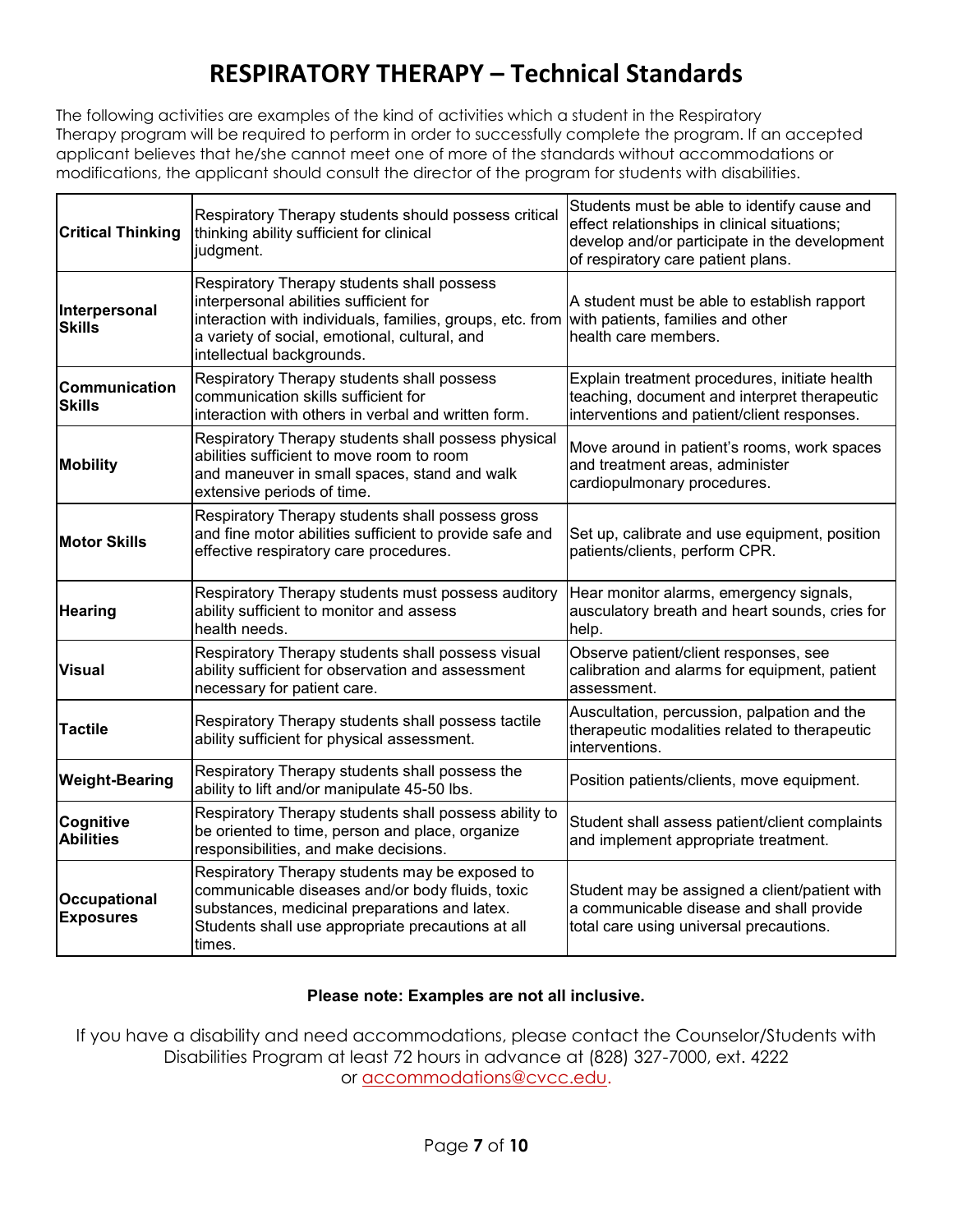# RESPIRATORY THERAPY – Technical Standards

The following activities are examples of the kind of activities which a student in the Respiratory Therapy program will be required to perform in order to successfully complete the program. If an accepted applicant believes that he/she cannot meet one of more of the standards without accommodations or modifications, the applicant should consult the director of the program for students with disabilities.

| | | |
|---|---|---|
| **Critical Thinking** | Respiratory Therapy students should possess critical thinking ability sufficient for clinical judgment. | Students must be able to identify cause and effect relationships in clinical situations; develop and/or participate in the development of respiratory care patient plans. |
| **Interpersonal Skills** | Respiratory Therapy students shall possess interpersonal abilities sufficient for interaction with individuals, families, groups, etc. from a variety of social, emotional, cultural, and intellectual backgrounds. | A student must be able to establish rapport with patients, families and other health care members. |
| **Communication Skills** | Respiratory Therapy students shall possess communication skills sufficient for interaction with others in verbal and written form. | Explain treatment procedures, initiate health teaching, document and interpret therapeutic interventions and patient/client responses. |
| **Mobility** | Respiratory Therapy students shall possess physical abilities sufficient to move room to room and maneuver in small spaces, stand and walk extensive periods of time. | Move around in patient's rooms, work spaces and treatment areas, administer cardiopulmonary procedures. |
| **Motor Skills** | Respiratory Therapy students shall possess gross and fine motor abilities sufficient to provide safe and effective respiratory care procedures. | Set up, calibrate and use equipment, position patients/clients, perform CPR. |
| **Hearing** | Respiratory Therapy students must possess auditory ability sufficient to monitor and assess health needs. | Hear monitor alarms, emergency signals, ausculatory breath and heart sounds, cries for help. |
| **Visual** | Respiratory Therapy students shall possess visual ability sufficient for observation and assessment necessary for patient care. | Observe patient/client responses, see calibration and alarms for equipment, patient assessment. |
| **Tactile** | Respiratory Therapy students shall possess tactile ability sufficient for physical assessment. | Auscultation, percussion, palpation and the therapeutic modalities related to therapeutic interventions. |
| **Weight-Bearing** | Respiratory Therapy students shall possess the ability to lift and/or manipulate 45-50 lbs. | Position patients/clients, move equipment. |
| **Cognitive Abilities** | Respiratory Therapy students shall possess ability to be oriented to time, person and place, organize responsibilities, and make decisions. | Student shall assess patient/client complaints and implement appropriate treatment. |
| **Occupational Exposures** | Respiratory Therapy students may be exposed to communicable diseases and/or body fluids, toxic substances, medicinal preparations and latex. Students shall use appropriate precautions at all times. | Student may be assigned a client/patient with a communicable disease and shall provide total care using universal precautions. |

**Please note: Examples are not all inclusive.**

If you have a disability and need accommodations, please contact the Counselor/Students with Disabilities Program at least 72 hours in advance at (828) 327-7000, ext. 4222 or accommodations@cvcc.edu.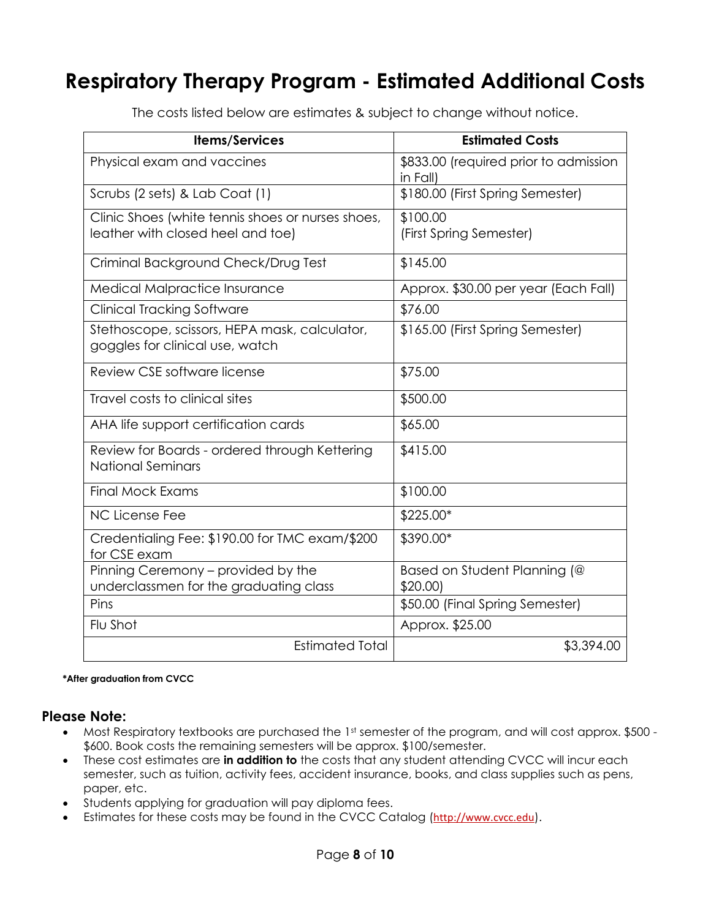# Respiratory Therapy Program - Estimated Additional Costs

The costs listed below are estimates & subject to change without notice.

| Items/Services | Estimated Costs |
|---|---|
| Physical exam and vaccines | $833.00 (required prior to admission in Fall) |
| Scrubs (2 sets) & Lab Coat (1) | $180.00 (First Spring Semester) |
| Clinic Shoes (white tennis shoes or nurses shoes, leather with closed heel and toe) | $100.00 (First Spring Semester) |
| Criminal Background Check/Drug Test | $145.00 |
| Medical Malpractice Insurance | Approx. $30.00 per year (Each Fall) |
| Clinical Tracking Software | $76.00 |
| Stethoscope, scissors, HEPA mask, calculator, goggles for clinical use, watch | $165.00 (First Spring Semester) |
| Review CSE software license | $75.00 |
| Travel costs to clinical sites | $500.00 |
| AHA life support certification cards | $65.00 |
| Review for Boards - ordered through Kettering National Seminars | $415.00 |
| Final Mock Exams | $100.00 |
| NC License Fee | $225.00* |
| Credentialing Fee: $190.00 for TMC exam/$200 for CSE exam | $390.00* |
| Pinning Ceremony – provided by the underclassmen for the graduating class | Based on Student Planning (@ $20.00) |
| Pins | $50.00 (Final Spring Semester) |
| Flu Shot | Approx. $25.00 |
| Estimated Total | $3,394.00 |

**\*After graduation from CVCC**

### Please Note:

- Most Respiratory textbooks are purchased the 1st semester of the program, and will cost approx. $500 - $600. Book costs the remaining semesters will be approx. $100/semester.
- These cost estimates are **in addition to** the costs that any student attending CVCC will incur each semester, such as tuition, activity fees, accident insurance, books, and class supplies such as pens, paper, etc.
- Students applying for graduation will pay diploma fees.
- Estimates for these costs may be found in the CVCC Catalog (http://www.cvcc.edu).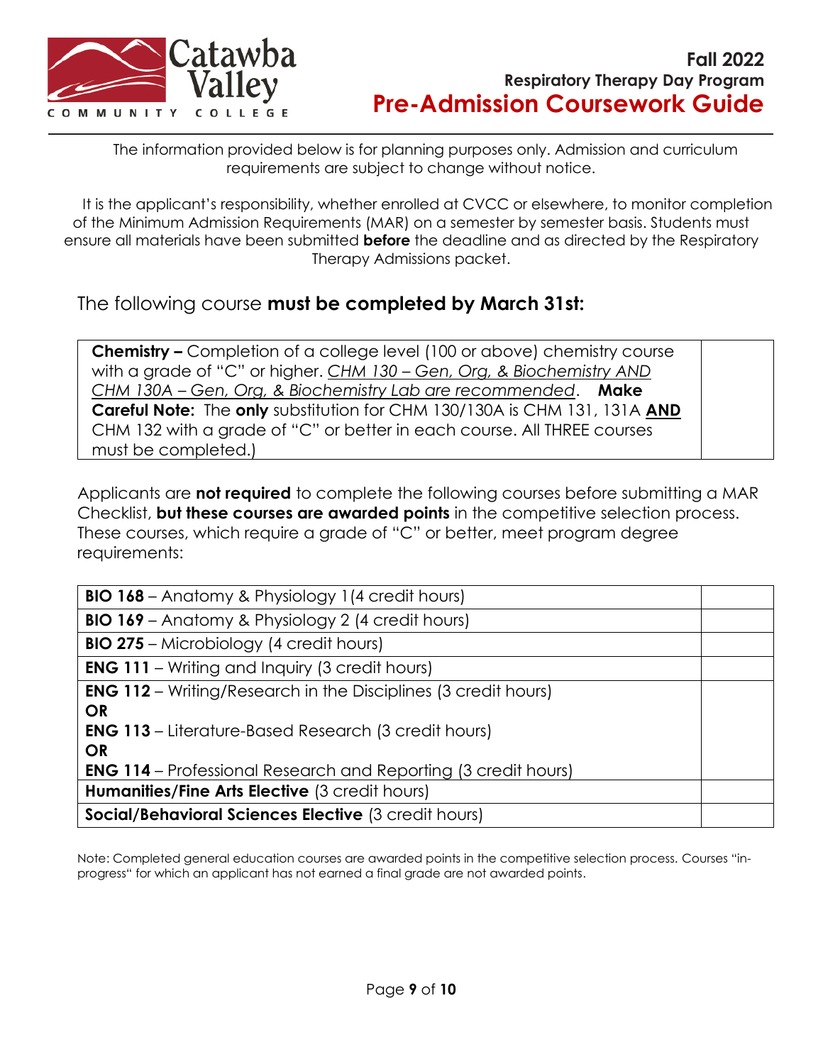# Fall 2022
## Respiratory Therapy Day Program
# Pre-Admission Coursework Guide

The information provided below is for planning purposes only. Admission and curriculum requirements are subject to change without notice.

It is the applicant's responsibility, whether enrolled at CVCC or elsewhere, to monitor completion of the Minimum Admission Requirements (MAR) on a semester by semester basis. Students must ensure all materials have been submitted **before** the deadline and as directed by the Respiratory Therapy Admissions packet.

The following course **must be completed by March 31st:**

| | |
|---|---|
| **Chemistry –** Completion of a college level (100 or above) chemistry course with a grade of "C" or higher. *CHM 130 – Gen, Org, & Biochemistry AND CHM 130A – Gen, Org, & Biochemistry Lab are recommended*. **Make Careful Note:** The **only** substitution for CHM 130/130A is CHM 131, 131A **AND** CHM 132 with a grade of "C" or better in each course. All THREE courses must be completed.) | |

Applicants are **not required** to complete the following courses before submitting a MAR Checklist, **but these courses are awarded points** in the competitive selection process. These courses, which require a grade of "C" or better, meet program degree requirements:

| | |
|---|---|
| **BIO 168** – Anatomy & Physiology 1 (4 credit hours) | |
| **BIO 169** – Anatomy & Physiology 2 (4 credit hours) | |
| **BIO 275** – Microbiology (4 credit hours) | |
| **ENG 111** – Writing and Inquiry (3 credit hours) | |
| **ENG 112** – Writing/Research in the Disciplines (3 credit hours) **OR** **ENG 113** – Literature-Based Research (3 credit hours) **OR** **ENG 114** – Professional Research and Reporting (3 credit hours) | |
| **Humanities/Fine Arts Elective** (3 credit hours) | |
| **Social/Behavioral Sciences Elective** (3 credit hours) | |

Note: Completed general education courses are awarded points in the competitive selection process. Courses "in-progress" for which an applicant has not earned a final grade are not awarded points.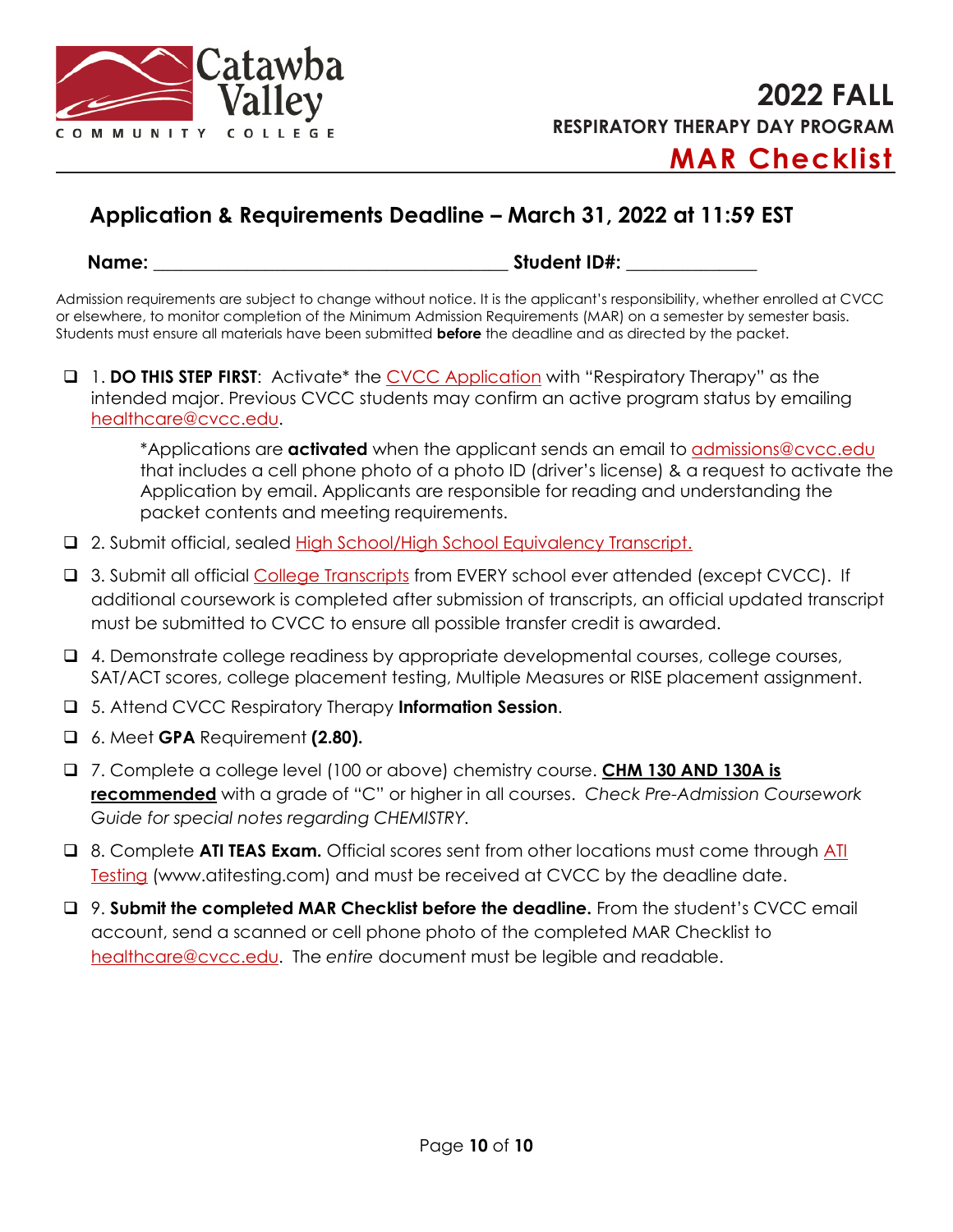Catawba Valley COMMUNITY COLLEGE

# 2022 FALL

## RESPIRATORY THERAPY DAY PROGRAM

## MAR Checklist

### Application & Requirements Deadline – March 31, 2022 at 11:59 EST

**Name:** ______________________________________ **Student ID#:** ______________

Admission requirements are subject to change without notice. It is the applicant's responsibility, whether enrolled at CVCC or elsewhere, to monitor completion of the Minimum Admission Requirements (MAR) on a semester by semester basis. Students must ensure all materials have been submitted **before** the deadline and as directed by the packet.

- ❑ 1. **DO THIS STEP FIRST**: Activate* the CVCC Application with "Respiratory Therapy" as the intended major. Previous CVCC students may confirm an active program status by emailing healthcare@cvcc.edu.

  *Applications are **activated** when the applicant sends an email to admissions@cvcc.edu that includes a cell phone photo of a photo ID (driver's license) & a request to activate the Application by email. Applicants are responsible for reading and understanding the packet contents and meeting requirements.

- ❑ 2. Submit official, sealed High School/High School Equivalency Transcript.
- ❑ 3. Submit all official College Transcripts from EVERY school ever attended (except CVCC). If additional coursework is completed after submission of transcripts, an official updated transcript must be submitted to CVCC to ensure all possible transfer credit is awarded.
- ❑ 4. Demonstrate college readiness by appropriate developmental courses, college courses, SAT/ACT scores, college placement testing, Multiple Measures or RISE placement assignment.
- ❑ 5. Attend CVCC Respiratory Therapy **Information Session**.
- ❑ 6. Meet **GPA** Requirement **(2.80).**
- ❑ 7. Complete a college level (100 or above) chemistry course. **CHM 130 AND 130A is recommended** with a grade of "C" or higher in all courses. *Check Pre-Admission Coursework Guide for special notes regarding CHEMISTRY.*
- ❑ 8. Complete **ATI TEAS Exam.** Official scores sent from other locations must come through ATI Testing (www.atitesting.com) and must be received at CVCC by the deadline date.
- ❑ 9. **Submit the completed MAR Checklist before the deadline.** From the student's CVCC email account, send a scanned or cell phone photo of the completed MAR Checklist to healthcare@cvcc.edu. The *entire* document must be legible and readable.